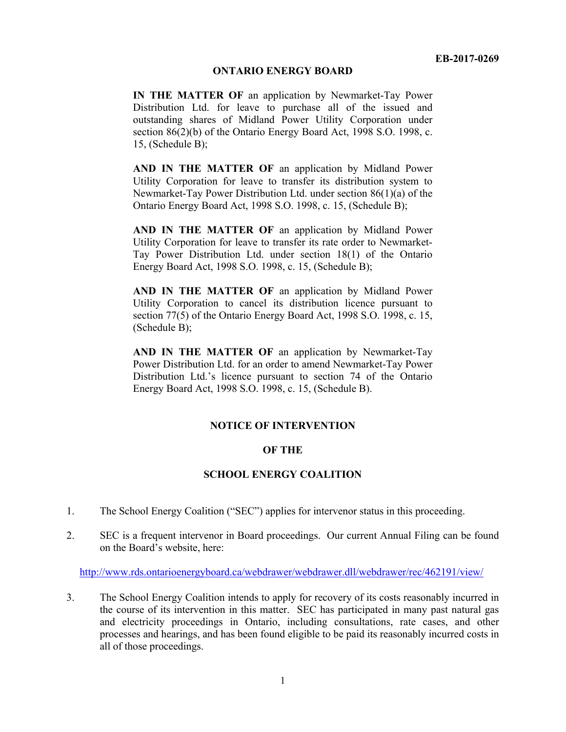**EB-2017-0269**

**ONTARIO ENERGY BOARD**

**IN THE MATTER OF** an application by Newmarket-Tay Power Distribution Ltd. for leave to purchase all of the issued and outstanding shares of Midland Power Utility Corporation under section 86(2)(b) of the Ontario Energy Board Act, 1998 S.O. 1998, c. 15, (Schedule B);

**AND IN THE MATTER OF** an application by Midland Power Utility Corporation for leave to transfer its distribution system to Newmarket-Tay Power Distribution Ltd. under section 86(1)(a) of the Ontario Energy Board Act, 1998 S.O. 1998, c. 15, (Schedule B);

**AND IN THE MATTER OF** an application by Midland Power Utility Corporation for leave to transfer its rate order to Newmarket-Tay Power Distribution Ltd. under section 18(1) of the Ontario Energy Board Act, 1998 S.O. 1998, c. 15, (Schedule B);

**AND IN THE MATTER OF** an application by Midland Power Utility Corporation to cancel its distribution licence pursuant to section 77(5) of the Ontario Energy Board Act, 1998 S.O. 1998, c. 15, (Schedule B);

**AND IN THE MATTER OF** an application by Newmarket-Tay Power Distribution Ltd. for an order to amend Newmarket-Tay Power Distribution Ltd.'s licence pursuant to section 74 of the Ontario Energy Board Act, 1998 S.O. 1998, c. 15, (Schedule B).

**NOTICE OF INTERVENTION**

**OF THE**

**SCHOOL ENERGY COALITION**

1. The School Energy Coalition ("SEC") applies for intervenor status in this proceeding.

2. SEC is a frequent intervenor in Board proceedings. Our current Annual Filing can be found on the Board's website, here:

   http://www.rds.ontarioenergyboard.ca/webdrawer/webdrawer.dll/webdrawer/rec/462191/view/

3. The School Energy Coalition intends to apply for recovery of its costs reasonably incurred in the course of its intervention in this matter. SEC has participated in many past natural gas and electricity proceedings in Ontario, including consultations, rate cases, and other processes and hearings, and has been found eligible to be paid its reasonably incurred costs in all of those proceedings.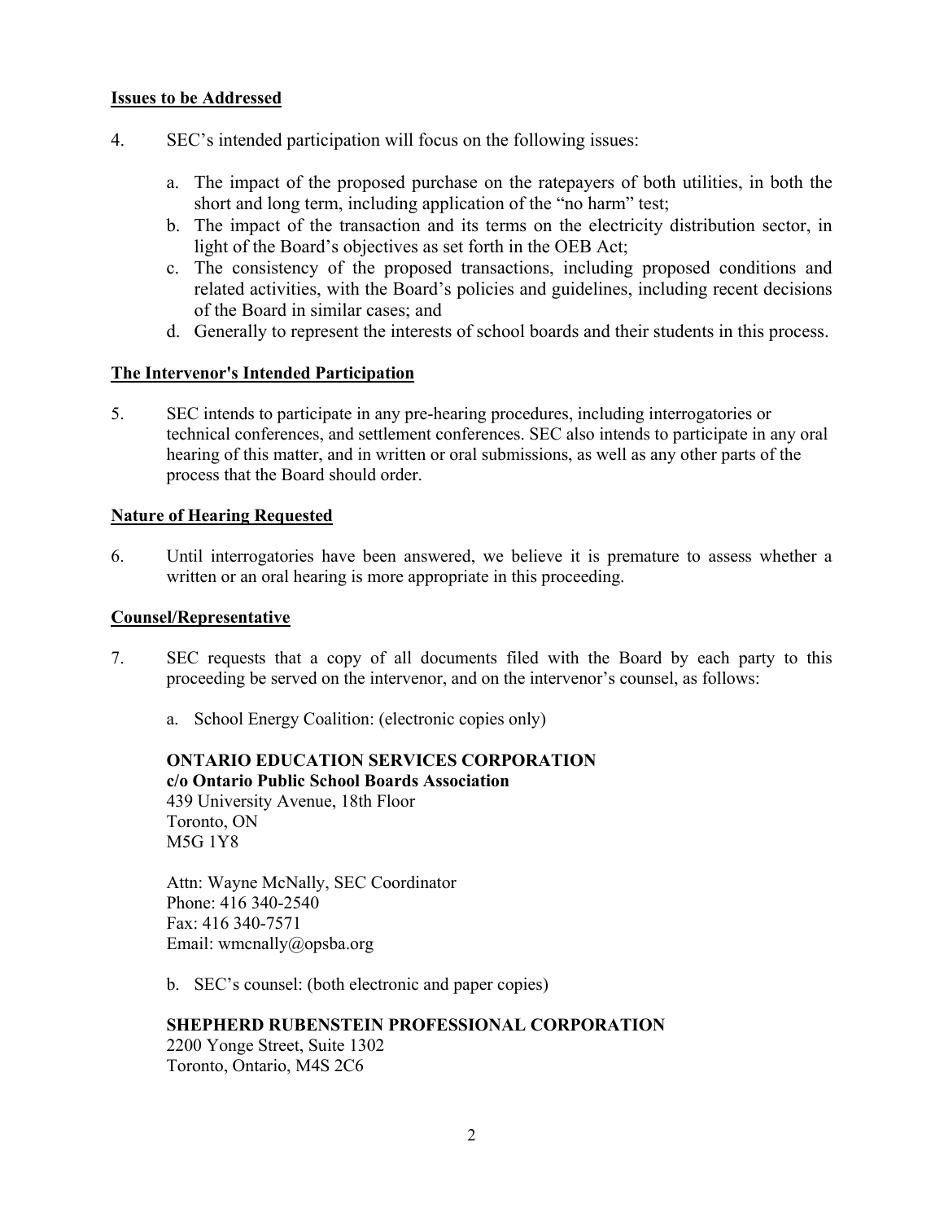**Issues to be Addressed**

4. SEC's intended participation will focus on the following issues:

   a. The impact of the proposed purchase on the ratepayers of both utilities, in both the short and long term, including application of the "no harm" test;
   b. The impact of the transaction and its terms on the electricity distribution sector, in light of the Board's objectives as set forth in the OEB Act;
   c. The consistency of the proposed transactions, including proposed conditions and related activities, with the Board's policies and guidelines, including recent decisions of the Board in similar cases; and
   d. Generally to represent the interests of school boards and their students in this process.

**The Intervenor's Intended Participation**

5. SEC intends to participate in any pre-hearing procedures, including interrogatories or technical conferences, and settlement conferences. SEC also intends to participate in any oral hearing of this matter, and in written or oral submissions, as well as any other parts of the process that the Board should order.

**Nature of Hearing Requested**

6. Until interrogatories have been answered, we believe it is premature to assess whether a written or an oral hearing is more appropriate in this proceeding.

**Counsel/Representative**

7. SEC requests that a copy of all documents filed with the Board by each party to this proceeding be served on the intervenor, and on the intervenor's counsel, as follows:

   a. School Energy Coalition: (electronic copies only)

   **ONTARIO EDUCATION SERVICES CORPORATION**
   **c/o Ontario Public School Boards Association**
   439 University Avenue, 18th Floor
   Toronto, ON
   M5G 1Y8

   Attn: Wayne McNally, SEC Coordinator
   Phone: 416 340-2540
   Fax: 416 340-7571
   Email: wmcnally@opsba.org

   b. SEC's counsel: (both electronic and paper copies)

   **SHEPHERD RUBENSTEIN PROFESSIONAL CORPORATION**
   2200 Yonge Street, Suite 1302
   Toronto, Ontario, M4S 2C6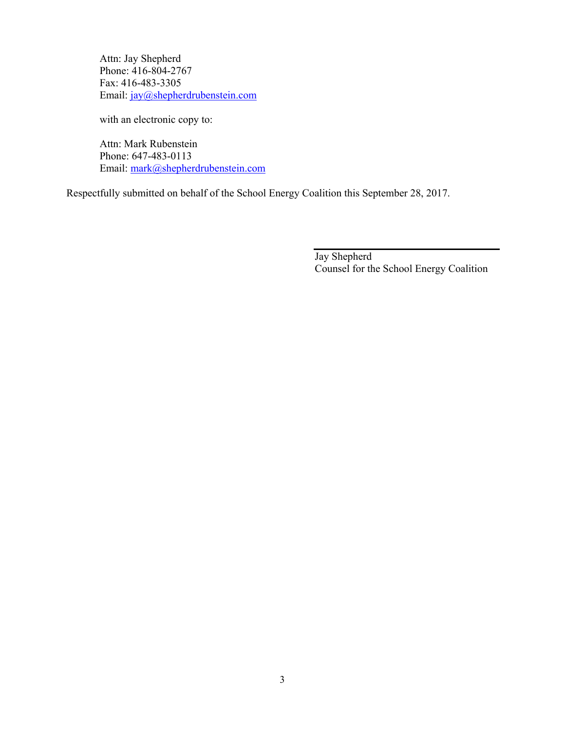Attn: Jay Shepherd
Phone: 416-804-2767
Fax: 416-483-3305
Email: jay@shepherdrubenstein.com

with an electronic copy to:

Attn: Mark Rubenstein
Phone: 647-483-0113
Email: mark@shepherdrubenstein.com

Respectfully submitted on behalf of the School Energy Coalition this September 28, 2017.

Jay Shepherd
Counsel for the School Energy Coalition